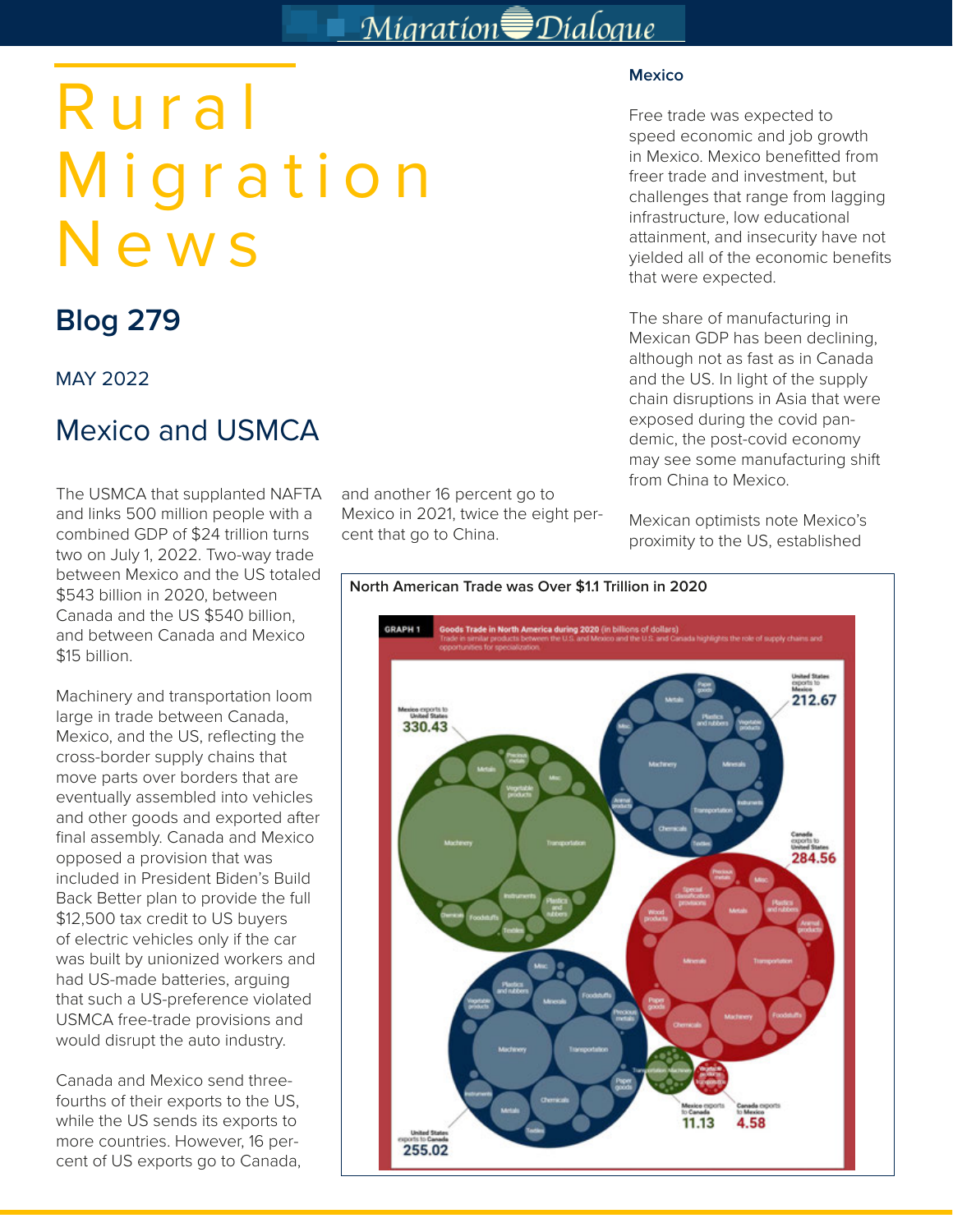# Rural Migration News

## Blog 279

MAY 2022

## Mexico and USMCA

The USMCA that supplanted NAFTA and links 500 million people with a combined GDP of $24 trillion turns two on July 1, 2022. Two-way trade between Mexico and the US totaled $543 billion in 2020, between Canada and the US $540 billion, and between Canada and Mexico $15 billion.

Machinery and transportation loom large in trade between Canada, Mexico, and the US, reflecting the cross-border supply chains that move parts over borders that are eventually assembled into vehicles and other goods and exported after final assembly. Canada and Mexico opposed a provision that was included in President Biden's Build Back Better plan to provide the full $12,500 tax credit to US buyers of electric vehicles only if the car was built by unionized workers and had US-made batteries, arguing that such a US-preference violated USMCA free-trade provisions and would disrupt the auto industry.

Canada and Mexico send three-fourths of their exports to the US, while the US sends its exports to more countries. However, 16 percent of US exports go to Canada, and another 16 percent go to Mexico in 2021, twice the eight percent that go to China.

**North American Trade was Over $1.1 Trillion in 2020**

GRAPH 1 Goods Trade in North America during 2020 (in billions of dollars)
Trade in similar products between the U.S. and Mexico and the U.S. and Canada highlights the role of supply chains and opportunities for specialization.

Mexico exports to United States 330.43; United States exports to Mexico 212.67; Canada exports to United States 284.56; United States exports to Canada 255.02; Mexico exports to Canada 11.13; Canada exports to Mexico 4.58

### Mexico

Free trade was expected to speed economic and job growth in Mexico. Mexico benefitted from freer trade and investment, but challenges that range from lagging infrastructure, low educational attainment, and insecurity have not yielded all of the economic benefits that were expected.

The share of manufacturing in Mexican GDP has been declining, although not as fast as in Canada and the US. In light of the supply chain disruptions in Asia that were exposed during the covid pandemic, the post-covid economy may see some manufacturing shift from China to Mexico.

Mexican optimists note Mexico's proximity to the US, established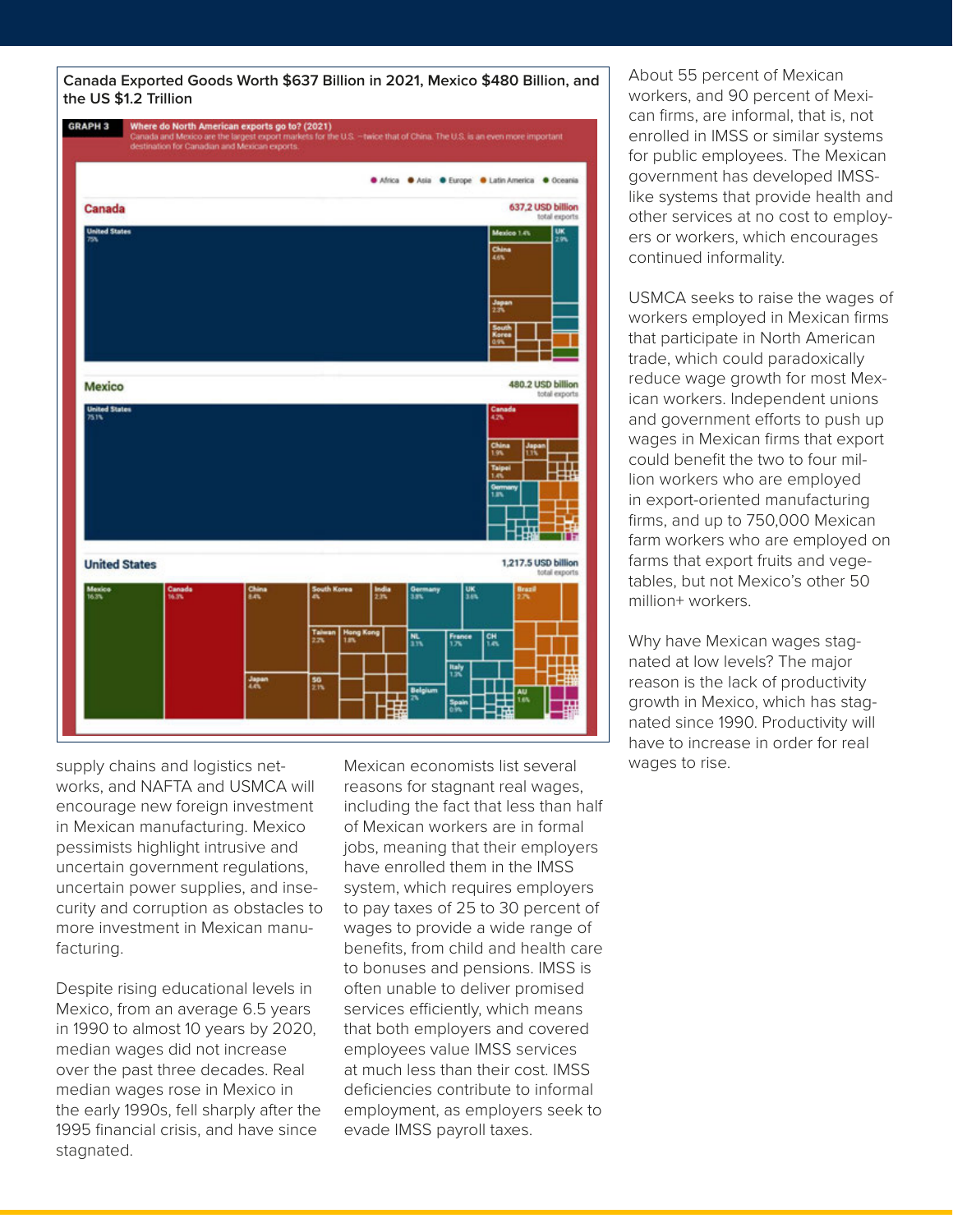**Canada Exported Goods Worth $637 Billion in 2021, Mexico $480 Billion, and the US $1.2 Trillion**

GRAPH 3 **Where do North American exports go to? (2021)**
Canada and Mexico are the largest export markets for the U.S. –twice that of China. The U.S. is an even more important destination for Canadian and Mexican exports.

● Africa ● Asia ● Europe ● Latin America ● Oceania

**Canada** — 637.2 USD billion total exports

United States 75%; Mexico 1.4%; UK 2.9%; China 4.6%; Japan 2.3%; South Korea 0.9%

**Mexico** — 480.2 USD billion total exports

United States 75.1%; Canada 4.2%; China 1.9%; Japan 1.1%; Taipei 1.4%; Germany 1.8%

**United States** — 1,217.5 USD billion total exports

Mexico 16.3%; Canada 16.3%; China 8.4%; South Korea 4%; India 2.3%; Germany 3.3%; UK 3.6%; Brazil 2.7%; Taiwan 2.2%; Hong Kong 1.8%; NL 3.1%; France 1.7%; CH 1.4%; Italy 1.3%; Japan 4.4%; SG 2.1%; Belgium 2%; Spain 0.9%; AU 1.6%

supply chains and logistics networks, and NAFTA and USMCA will encourage new foreign investment in Mexican manufacturing. Mexico pessimists highlight intrusive and uncertain government regulations, uncertain power supplies, and insecurity and corruption as obstacles to more investment in Mexican manufacturing.

Despite rising educational levels in Mexico, from an average 6.5 years in 1990 to almost 10 years by 2020, median wages did not increase over the past three decades. Real median wages rose in Mexico in the early 1990s, fell sharply after the 1995 financial crisis, and have since stagnated.

Mexican economists list several reasons for stagnant real wages, including the fact that less than half of Mexican workers are in formal jobs, meaning that their employers have enrolled them in the IMSS system, which requires employers to pay taxes of 25 to 30 percent of wages to provide a wide range of benefits, from child and health care to bonuses and pensions. IMSS is often unable to deliver promised services efficiently, which means that both employers and covered employees value IMSS services at much less than their cost. IMSS deficiencies contribute to informal employment, as employers seek to evade IMSS payroll taxes.

About 55 percent of Mexican workers, and 90 percent of Mexican firms, are informal, that is, not enrolled in IMSS or similar systems for public employees. The Mexican government has developed IMSS-like systems that provide health and other services at no cost to employers or workers, which encourages continued informality.

USMCA seeks to raise the wages of workers employed in Mexican firms that participate in North American trade, which could paradoxically reduce wage growth for most Mexican workers. Independent unions and government efforts to push up wages in Mexican firms that export could benefit the two to four million workers who are employed in export-oriented manufacturing firms, and up to 750,000 Mexican farm workers who are employed on farms that export fruits and vegetables, but not Mexico's other 50 million+ workers.

Why have Mexican wages stagnated at low levels? The major reason is the lack of productivity growth in Mexico, which has stagnated since 1990. Productivity will have to increase in order for real wages to rise.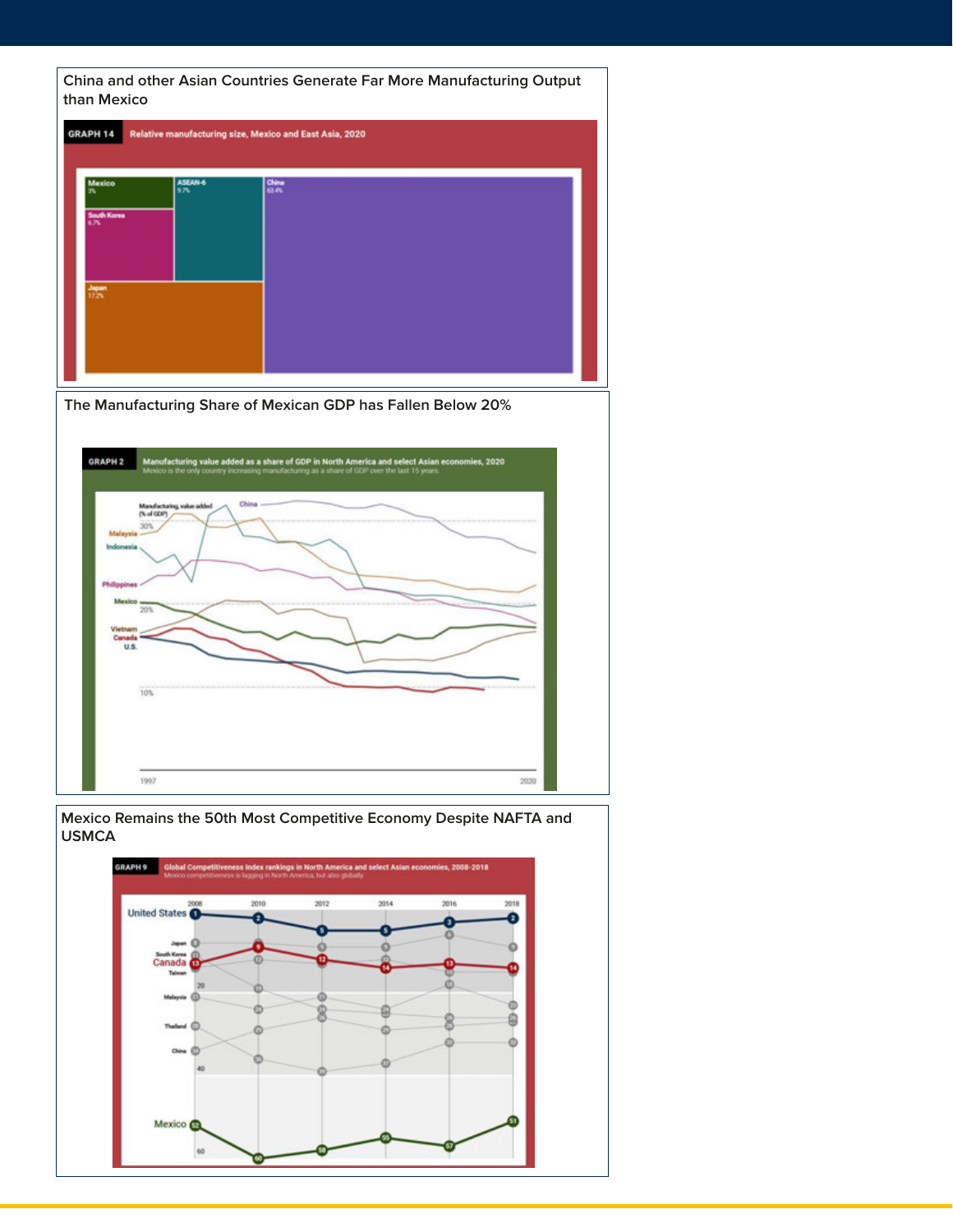China and other Asian Countries Generate Far More Manufacturing Output than Mexico

GRAPH 14 Relative manufacturing size, Mexico and East Asia, 2020

Mexico 3%

ASEAN-6 9.7%

China 63.4%

South Korea 6.7%

Japan 17.2%

The Manufacturing Share of Mexican GDP has Fallen Below 20%

GRAPH 2 Manufacturing value added as a share of GDP in North America and select Asian economies, 2020

Mexico is the only country increasing manufacturing as a share of GDP over the last 15 years.

Manufacturing, value added (% of GDP)

China, Malaysia, Indonesia, Philippines, Mexico, Vietnam, Canada, U.S.

30%, 20%, 10%

1997, 2020

Mexico Remains the 50th Most Competitive Economy Despite NAFTA and USMCA

GRAPH 9 Global Competitiveness Index rankings in North America and select Asian economies, 2008-2018

Mexico competitiveness is lagging in North America, but also globally.

| | 2008 | 2010 | 2012 | 2014 | 2016 | 2018 |
|---|---|---|---|---|---|---|
| United States | 1 | 2 | 5 | 5 | 3 | 2 |
| Canada | 13 | 9 | 12 | 14 | 13 | 14 |
| Mexico | 52 | 60 | 58 | 55 | 57 | 51 |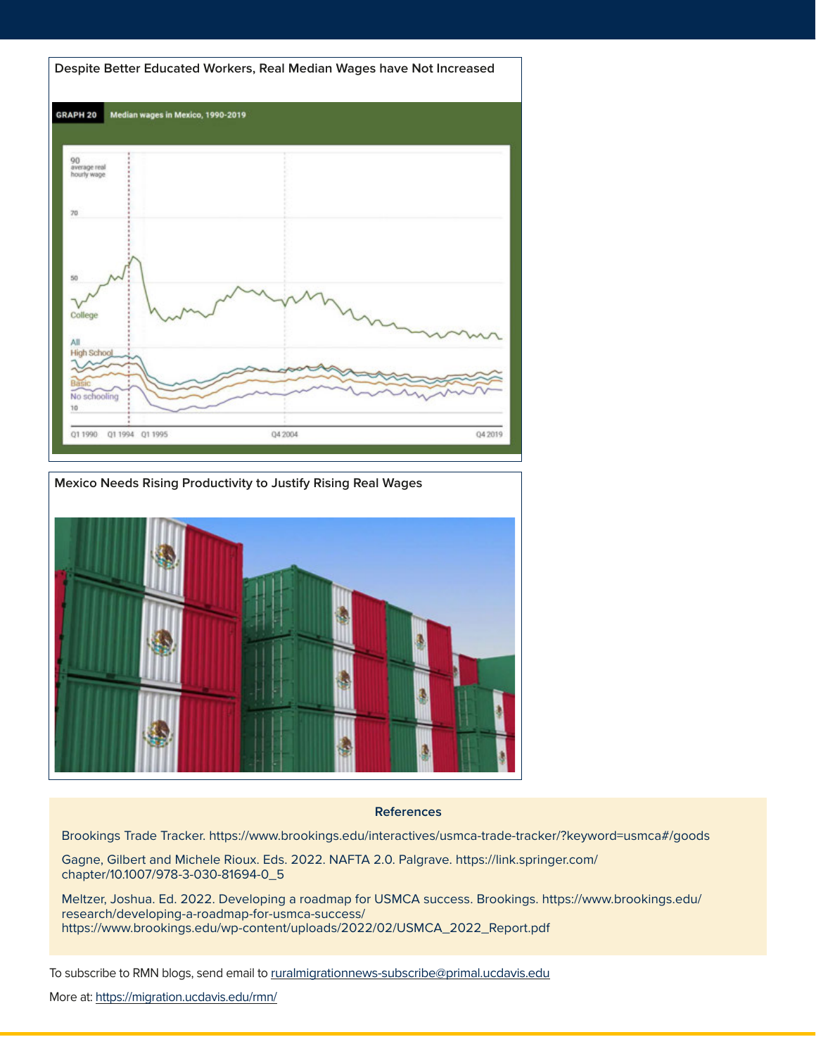**Despite Better Educated Workers, Real Median Wages have Not Increased**

GRAPH 20 Median wages in Mexico, 1990-2019

90
average real hourly wage

70

50

College

All

High School

Basic

No schooling

10

Q1 1990 Q1 1994 Q1 1995 Q4 2004 Q4 2019

**Mexico Needs Rising Productivity to Justify Rising Real Wages**

## References

Brookings Trade Tracker. https://www.brookings.edu/interactives/usmca-trade-tracker/?keyword=usmca#/goods

Gagne, Gilbert and Michele Rioux. Eds. 2022. NAFTA 2.0. Palgrave. https://link.springer.com/chapter/10.1007/978-3-030-81694-0_5

Meltzer, Joshua. Ed. 2022. Developing a roadmap for USMCA success. Brookings. https://www.brookings.edu/research/developing-a-roadmap-for-usmca-success/
https://www.brookings.edu/wp-content/uploads/2022/02/USMCA_2022_Report.pdf

To subscribe to RMN blogs, send email to ruralmigrationnews-subscribe@primal.ucdavis.edu

More at: https://migration.ucdavis.edu/rmn/